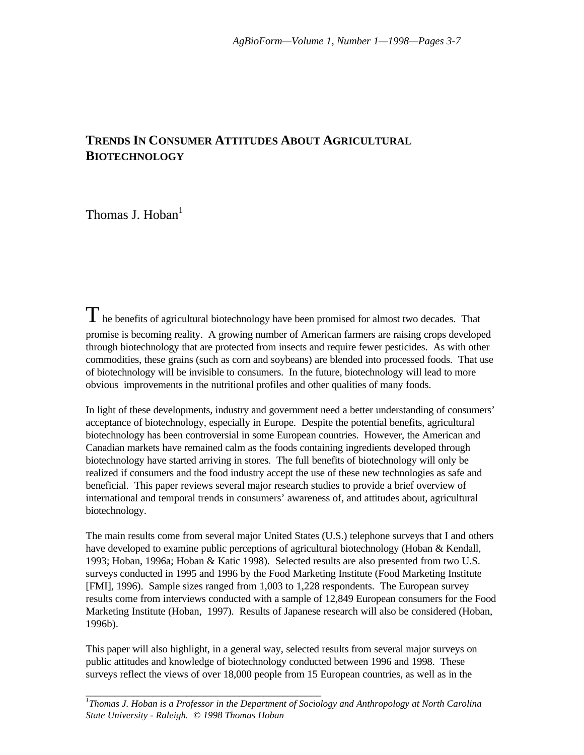# TRENDS IN CONSUMER ATTITUDES ABOUT AGRICULTURAL BIOTECHNOLOGY

Thomas J. Hoban[1]

The benefits of agricultural biotechnology have been promised for almost two decades. That promise is becoming reality. A growing number of American farmers are raising crops developed through biotechnology that are protected from insects and require fewer pesticides. As with other commodities, these grains (such as corn and soybeans) are blended into processed foods. That use of biotechnology will be invisible to consumers. In the future, biotechnology will lead to more obvious improvements in the nutritional profiles and other qualities of many foods.

In light of these developments, industry and government need a better understanding of consumers' acceptance of biotechnology, especially in Europe. Despite the potential benefits, agricultural biotechnology has been controversial in some European countries. However, the American and Canadian markets have remained calm as the foods containing ingredients developed through biotechnology have started arriving in stores. The full benefits of biotechnology will only be realized if consumers and the food industry accept the use of these new technologies as safe and beneficial. This paper reviews several major research studies to provide a brief overview of international and temporal trends in consumers' awareness of, and attitudes about, agricultural biotechnology.

The main results come from several major United States (U.S.) telephone surveys that I and others have developed to examine public perceptions of agricultural biotechnology (Hoban & Kendall, 1993; Hoban, 1996a; Hoban & Katic 1998). Selected results are also presented from two U.S. surveys conducted in 1995 and 1996 by the Food Marketing Institute (Food Marketing Institute [FMI], 1996). Sample sizes ranged from 1,003 to 1,228 respondents. The European survey results come from interviews conducted with a sample of 12,849 European consumers for the Food Marketing Institute (Hoban, 1997). Results of Japanese research will also be considered (Hoban, 1996b).

This paper will also highlight, in a general way, selected results from several major surveys on public attitudes and knowledge of biotechnology conducted between 1996 and 1998. These surveys reflect the views of over 18,000 people from 15 European countries, as well as in the

---

[1] *Thomas J. Hoban is a Professor in the Department of Sociology and Anthropology at North Carolina State University - Raleigh. © 1998 Thomas Hoban*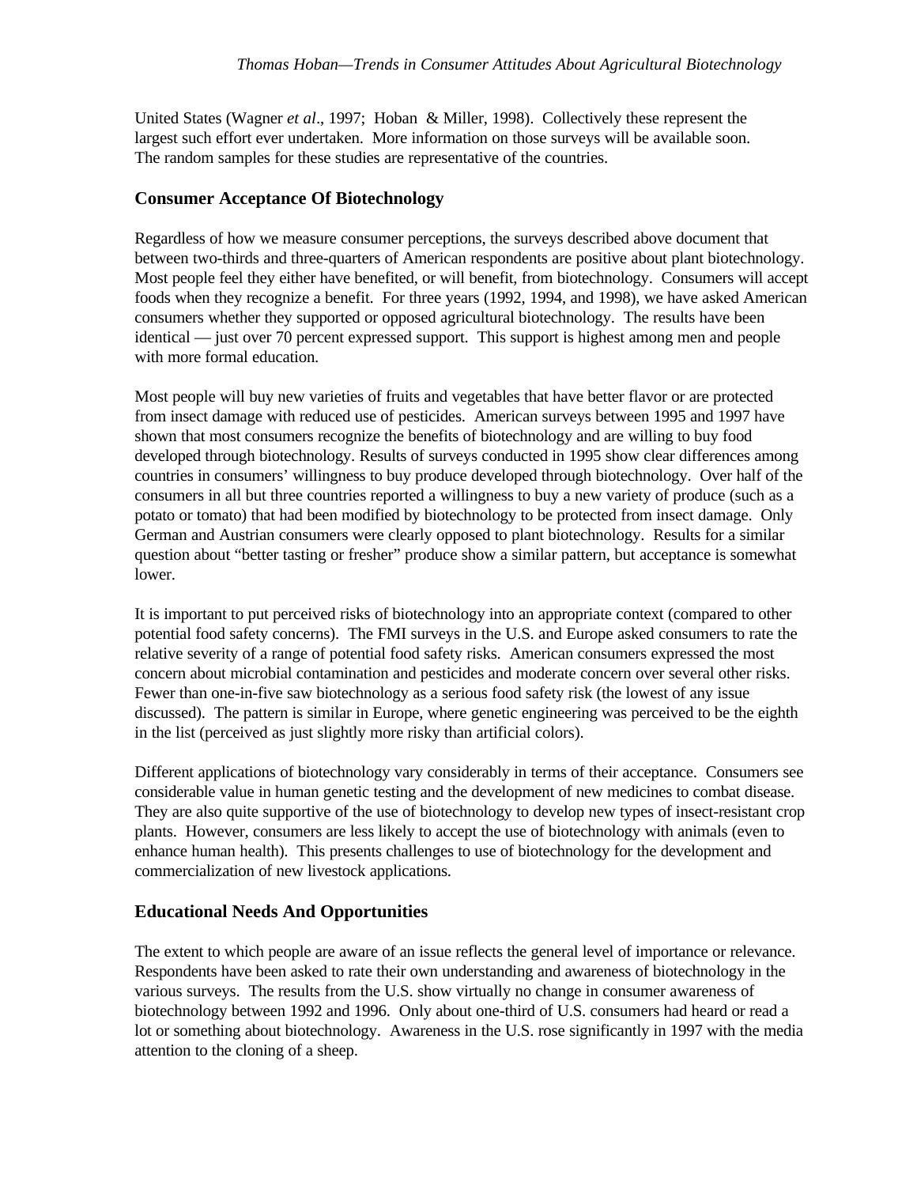United States (Wagner *et al*., 1997;  Hoban  & Miller, 1998).  Collectively these represent the largest such effort ever undertaken.  More information on those surveys will be available soon. The random samples for these studies are representative of the countries.

## Consumer Acceptance Of Biotechnology

Regardless of how we measure consumer perceptions, the surveys described above document that between two-thirds and three-quarters of American respondents are positive about plant biotechnology. Most people feel they either have benefited, or will benefit, from biotechnology.  Consumers will accept foods when they recognize a benefit.  For three years (1992, 1994, and 1998), we have asked American consumers whether they supported or opposed agricultural biotechnology.  The results have been identical — just over 70 percent expressed support.  This support is highest among men and people with more formal education.

Most people will buy new varieties of fruits and vegetables that have better flavor or are protected from insect damage with reduced use of pesticides.  American surveys between 1995 and 1997 have shown that most consumers recognize the benefits of biotechnology and are willing to buy food developed through biotechnology. Results of surveys conducted in 1995 show clear differences among countries in consumers' willingness to buy produce developed through biotechnology.  Over half of the consumers in all but three countries reported a willingness to buy a new variety of produce (such as a potato or tomato) that had been modified by biotechnology to be protected from insect damage.  Only German and Austrian consumers were clearly opposed to plant biotechnology.  Results for a similar question about "better tasting or fresher" produce show a similar pattern, but acceptance is somewhat lower.

It is important to put perceived risks of biotechnology into an appropriate context (compared to other potential food safety concerns).  The FMI surveys in the U.S. and Europe asked consumers to rate the relative severity of a range of potential food safety risks.  American consumers expressed the most concern about microbial contamination and pesticides and moderate concern over several other risks. Fewer than one-in-five saw biotechnology as a serious food safety risk (the lowest of any issue discussed).  The pattern is similar in Europe, where genetic engineering was perceived to be the eighth in the list (perceived as just slightly more risky than artificial colors).

Different applications of biotechnology vary considerably in terms of their acceptance.  Consumers see considerable value in human genetic testing and the development of new medicines to combat disease. They are also quite supportive of the use of biotechnology to develop new types of insect-resistant crop plants.  However, consumers are less likely to accept the use of biotechnology with animals (even to enhance human health).  This presents challenges to use of biotechnology for the development and commercialization of new livestock applications.

## Educational Needs And Opportunities

The extent to which people are aware of an issue reflects the general level of importance or relevance. Respondents have been asked to rate their own understanding and awareness of biotechnology in the various surveys.  The results from the U.S. show virtually no change in consumer awareness of biotechnology between 1992 and 1996.  Only about one-third of U.S. consumers had heard or read a lot or something about biotechnology.  Awareness in the U.S. rose significantly in 1997 with the media attention to the cloning of a sheep.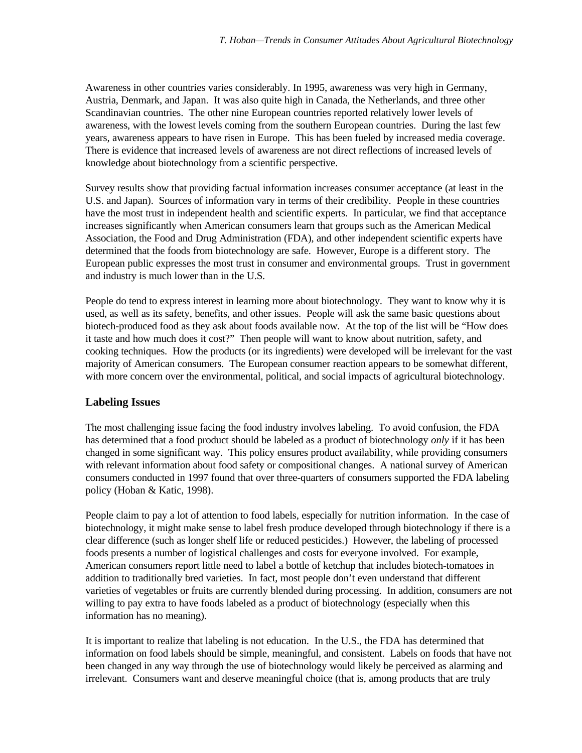Awareness in other countries varies considerably. In 1995, awareness was very high in Germany, Austria, Denmark, and Japan. It was also quite high in Canada, the Netherlands, and three other Scandinavian countries. The other nine European countries reported relatively lower levels of awareness, with the lowest levels coming from the southern European countries. During the last few years, awareness appears to have risen in Europe. This has been fueled by increased media coverage. There is evidence that increased levels of awareness are not direct reflections of increased levels of knowledge about biotechnology from a scientific perspective.

Survey results show that providing factual information increases consumer acceptance (at least in the U.S. and Japan). Sources of information vary in terms of their credibility. People in these countries have the most trust in independent health and scientific experts. In particular, we find that acceptance increases significantly when American consumers learn that groups such as the American Medical Association, the Food and Drug Administration (FDA), and other independent scientific experts have determined that the foods from biotechnology are safe. However, Europe is a different story. The European public expresses the most trust in consumer and environmental groups. Trust in government and industry is much lower than in the U.S.

People do tend to express interest in learning more about biotechnology. They want to know why it is used, as well as its safety, benefits, and other issues. People will ask the same basic questions about biotech-produced food as they ask about foods available now. At the top of the list will be "How does it taste and how much does it cost?" Then people will want to know about nutrition, safety, and cooking techniques. How the products (or its ingredients) were developed will be irrelevant for the vast majority of American consumers. The European consumer reaction appears to be somewhat different, with more concern over the environmental, political, and social impacts of agricultural biotechnology.

## Labeling Issues

The most challenging issue facing the food industry involves labeling. To avoid confusion, the FDA has determined that a food product should be labeled as a product of biotechnology *only* if it has been changed in some significant way. This policy ensures product availability, while providing consumers with relevant information about food safety or compositional changes. A national survey of American consumers conducted in 1997 found that over three-quarters of consumers supported the FDA labeling policy (Hoban & Katic, 1998).

People claim to pay a lot of attention to food labels, especially for nutrition information. In the case of biotechnology, it might make sense to label fresh produce developed through biotechnology if there is a clear difference (such as longer shelf life or reduced pesticides.) However, the labeling of processed foods presents a number of logistical challenges and costs for everyone involved. For example, American consumers report little need to label a bottle of ketchup that includes biotech-tomatoes in addition to traditionally bred varieties. In fact, most people don't even understand that different varieties of vegetables or fruits are currently blended during processing. In addition, consumers are not willing to pay extra to have foods labeled as a product of biotechnology (especially when this information has no meaning).

It is important to realize that labeling is not education. In the U.S., the FDA has determined that information on food labels should be simple, meaningful, and consistent. Labels on foods that have not been changed in any way through the use of biotechnology would likely be perceived as alarming and irrelevant. Consumers want and deserve meaningful choice (that is, among products that are truly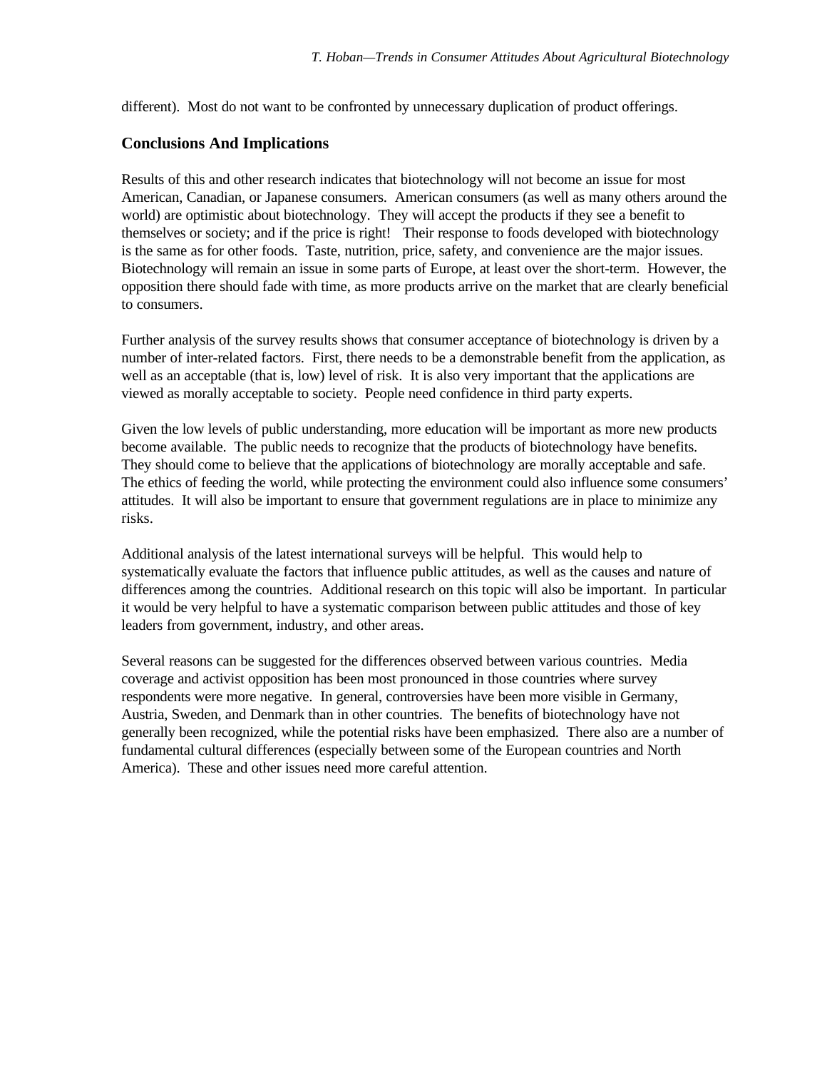different).  Most do not want to be confronted by unnecessary duplication of product offerings.

## Conclusions And Implications

Results of this and other research indicates that biotechnology will not become an issue for most American, Canadian, or Japanese consumers.  American consumers (as well as many others around the world) are optimistic about biotechnology.  They will accept the products if they see a benefit to themselves or society; and if the price is right!   Their response to foods developed with biotechnology is the same as for other foods.  Taste, nutrition, price, safety, and convenience are the major issues.  Biotechnology will remain an issue in some parts of Europe, at least over the short-term.  However, the opposition there should fade with time, as more products arrive on the market that are clearly beneficial to consumers.

Further analysis of the survey results shows that consumer acceptance of biotechnology is driven by a number of inter-related factors.  First, there needs to be a demonstrable benefit from the application, as well as an acceptable (that is, low) level of risk.  It is also very important that the applications are viewed as morally acceptable to society.  People need confidence in third party experts.

Given the low levels of public understanding, more education will be important as more new products become available.  The public needs to recognize that the products of biotechnology have benefits.  They should come to believe that the applications of biotechnology are morally acceptable and safe.  The ethics of feeding the world, while protecting the environment could also influence some consumers' attitudes.  It will also be important to ensure that government regulations are in place to minimize any risks.

Additional analysis of the latest international surveys will be helpful.  This would help to systematically evaluate the factors that influence public attitudes, as well as the causes and nature of differences among the countries.  Additional research on this topic will also be important.  In particular it would be very helpful to have a systematic comparison between public attitudes and those of key leaders from government, industry, and other areas.

Several reasons can be suggested for the differences observed between various countries.  Media coverage and activist opposition has been most pronounced in those countries where survey respondents were more negative.  In general, controversies have been more visible in Germany, Austria, Sweden, and Denmark than in other countries.  The benefits of biotechnology have not generally been recognized, while the potential risks have been emphasized.  There also are a number of fundamental cultural differences (especially between some of the European countries and North America).  These and other issues need more careful attention.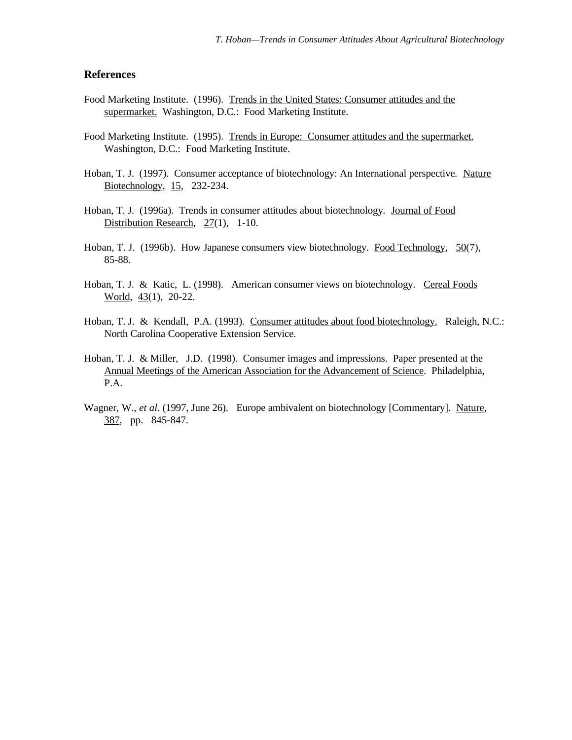## References

Food Marketing Institute. (1996). Trends in the United States: Consumer attitudes and the supermarket. Washington, D.C.: Food Marketing Institute.

Food Marketing Institute. (1995). Trends in Europe: Consumer attitudes and the supermarket. Washington, D.C.: Food Marketing Institute.

Hoban, T. J. (1997). Consumer acceptance of biotechnology: An International perspective. Nature Biotechnology, 15, 232-234.

Hoban, T. J. (1996a). Trends in consumer attitudes about biotechnology. Journal of Food Distribution Research, 27(1), 1-10.

Hoban, T. J. (1996b). How Japanese consumers view biotechnology. Food Technology, 50(7), 85-88.

Hoban, T. J. & Katic, L. (1998). American consumer views on biotechnology. Cereal Foods World, 43(1), 20-22.

Hoban, T. J. & Kendall, P.A. (1993). Consumer attitudes about food biotechnology. Raleigh, N.C.: North Carolina Cooperative Extension Service.

Hoban, T. J. & Miller, J.D. (1998). Consumer images and impressions. Paper presented at the Annual Meetings of the American Association for the Advancement of Science. Philadelphia, P.A.

Wagner, W., *et al*. (1997, June 26). Europe ambivalent on biotechnology [Commentary]. Nature, 387, pp. 845-847.